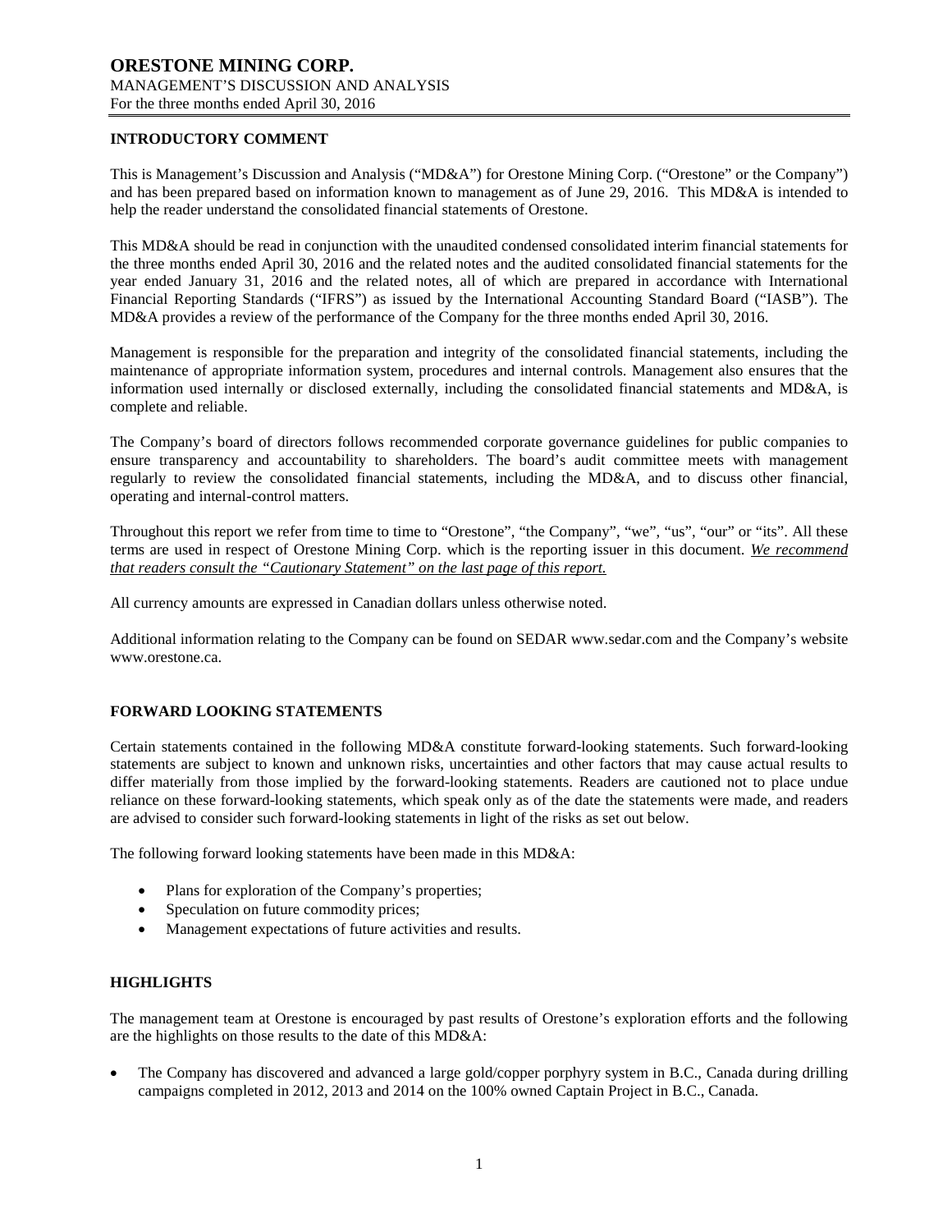# ORESTONE MINING CORP.

MANAGEMENT'S DISCUSSION AND ANALYSIS

For the three months ended April 30, 2016

## INTRODUCTORY COMMENT

This is Management's Discussion and Analysis ("MD&A") for Orestone Mining Corp. ("Orestone" or the Company") and has been prepared based on information known to management as of June 29, 2016. This MD&A is intended to help the reader understand the consolidated financial statements of Orestone.

This MD&A should be read in conjunction with the unaudited condensed consolidated interim financial statements for the three months ended April 30, 2016 and the related notes and the audited consolidated financial statements for the year ended January 31, 2016 and the related notes, all of which are prepared in accordance with International Financial Reporting Standards ("IFRS") as issued by the International Accounting Standard Board ("IASB"). The MD&A provides a review of the performance of the Company for the three months ended April 30, 2016.

Management is responsible for the preparation and integrity of the consolidated financial statements, including the maintenance of appropriate information system, procedures and internal controls. Management also ensures that the information used internally or disclosed externally, including the consolidated financial statements and MD&A, is complete and reliable.

The Company's board of directors follows recommended corporate governance guidelines for public companies to ensure transparency and accountability to shareholders. The board's audit committee meets with management regularly to review the consolidated financial statements, including the MD&A, and to discuss other financial, operating and internal-control matters.

Throughout this report we refer from time to time to "Orestone", "the Company", "we", "us", "our" or "its". All these terms are used in respect of Orestone Mining Corp. which is the reporting issuer in this document. *We recommend that readers consult the "Cautionary Statement" on the last page of this report.*

All currency amounts are expressed in Canadian dollars unless otherwise noted.

Additional information relating to the Company can be found on SEDAR www.sedar.com and the Company's website www.orestone.ca.

## FORWARD LOOKING STATEMENTS

Certain statements contained in the following MD&A constitute forward-looking statements. Such forward-looking statements are subject to known and unknown risks, uncertainties and other factors that may cause actual results to differ materially from those implied by the forward-looking statements. Readers are cautioned not to place undue reliance on these forward-looking statements, which speak only as of the date the statements were made, and readers are advised to consider such forward-looking statements in light of the risks as set out below.

The following forward looking statements have been made in this MD&A:

- Plans for exploration of the Company's properties;
- Speculation on future commodity prices;
- Management expectations of future activities and results.

## HIGHLIGHTS

The management team at Orestone is encouraged by past results of Orestone's exploration efforts and the following are the highlights on those results to the date of this MD&A:

- The Company has discovered and advanced a large gold/copper porphyry system in B.C., Canada during drilling campaigns completed in 2012, 2013 and 2014 on the 100% owned Captain Project in B.C., Canada.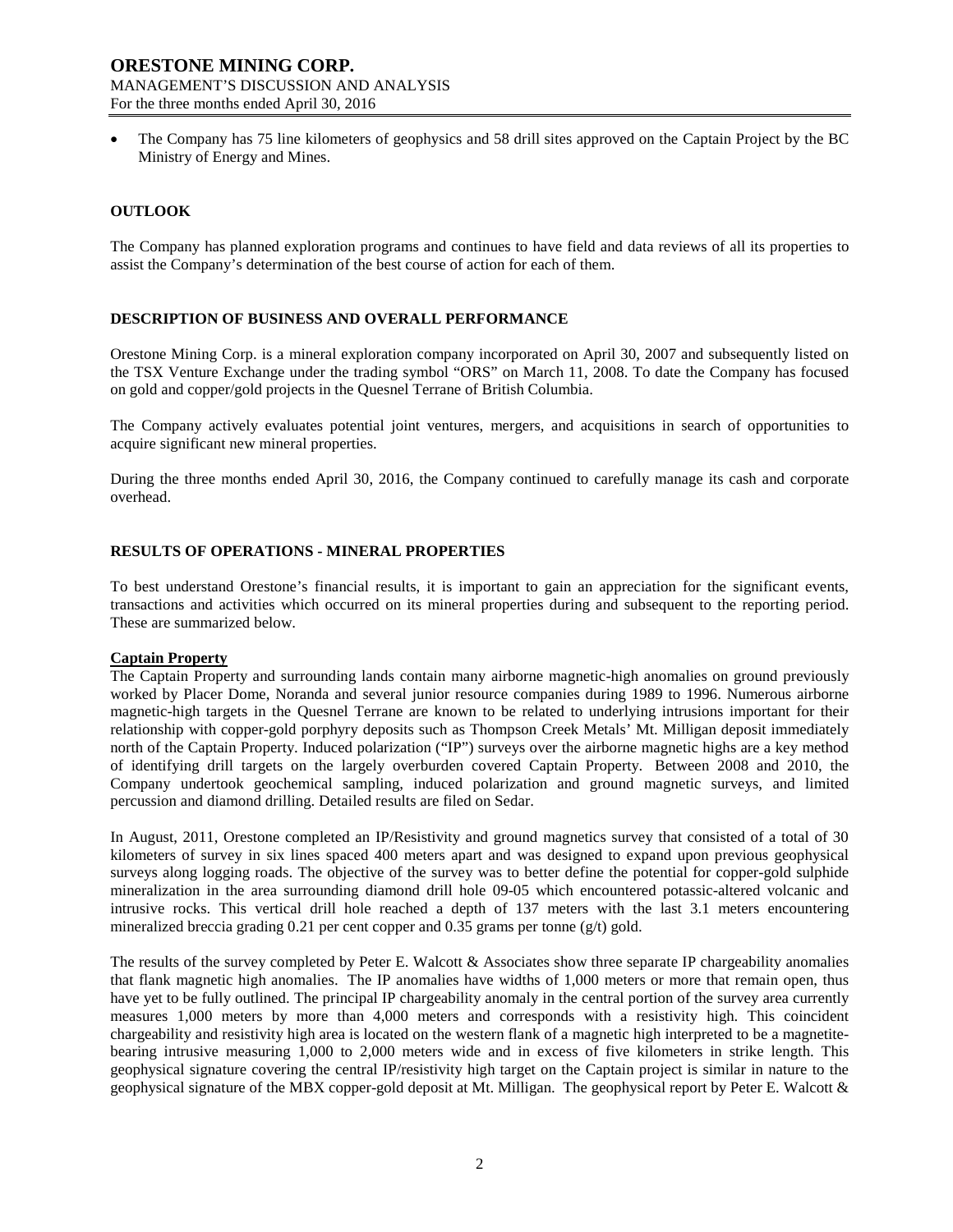- The Company has 75 line kilometers of geophysics and 58 drill sites approved on the Captain Project by the BC Ministry of Energy and Mines.

## OUTLOOK

The Company has planned exploration programs and continues to have field and data reviews of all its properties to assist the Company's determination of the best course of action for each of them.

## DESCRIPTION OF BUSINESS AND OVERALL PERFORMANCE

Orestone Mining Corp. is a mineral exploration company incorporated on April 30, 2007 and subsequently listed on the TSX Venture Exchange under the trading symbol "ORS" on March 11, 2008. To date the Company has focused on gold and copper/gold projects in the Quesnel Terrane of British Columbia.

The Company actively evaluates potential joint ventures, mergers, and acquisitions in search of opportunities to acquire significant new mineral properties.

During the three months ended April 30, 2016, the Company continued to carefully manage its cash and corporate overhead.

## RESULTS OF OPERATIONS - MINERAL PROPERTIES

To best understand Orestone's financial results, it is important to gain an appreciation for the significant events, transactions and activities which occurred on its mineral properties during and subsequent to the reporting period. These are summarized below.

### Captain Property

The Captain Property and surrounding lands contain many airborne magnetic-high anomalies on ground previously worked by Placer Dome, Noranda and several junior resource companies during 1989 to 1996. Numerous airborne magnetic-high targets in the Quesnel Terrane are known to be related to underlying intrusions important for their relationship with copper-gold porphyry deposits such as Thompson Creek Metals' Mt. Milligan deposit immediately north of the Captain Property. Induced polarization ("IP") surveys over the airborne magnetic highs are a key method of identifying drill targets on the largely overburden covered Captain Property. Between 2008 and 2010, the Company undertook geochemical sampling, induced polarization and ground magnetic surveys, and limited percussion and diamond drilling. Detailed results are filed on Sedar.

In August, 2011, Orestone completed an IP/Resistivity and ground magnetics survey that consisted of a total of 30 kilometers of survey in six lines spaced 400 meters apart and was designed to expand upon previous geophysical surveys along logging roads. The objective of the survey was to better define the potential for copper-gold sulphide mineralization in the area surrounding diamond drill hole 09-05 which encountered potassic-altered volcanic and intrusive rocks. This vertical drill hole reached a depth of 137 meters with the last 3.1 meters encountering mineralized breccia grading 0.21 per cent copper and 0.35 grams per tonne (g/t) gold.

The results of the survey completed by Peter E. Walcott & Associates show three separate IP chargeability anomalies that flank magnetic high anomalies. The IP anomalies have widths of 1,000 meters or more that remain open, thus have yet to be fully outlined. The principal IP chargeability anomaly in the central portion of the survey area currently measures 1,000 meters by more than 4,000 meters and corresponds with a resistivity high. This coincident chargeability and resistivity high area is located on the western flank of a magnetic high interpreted to be a magnetite-bearing intrusive measuring 1,000 to 2,000 meters wide and in excess of five kilometers in strike length. This geophysical signature covering the central IP/resistivity high target on the Captain project is similar in nature to the geophysical signature of the MBX copper-gold deposit at Mt. Milligan. The geophysical report by Peter E. Walcott &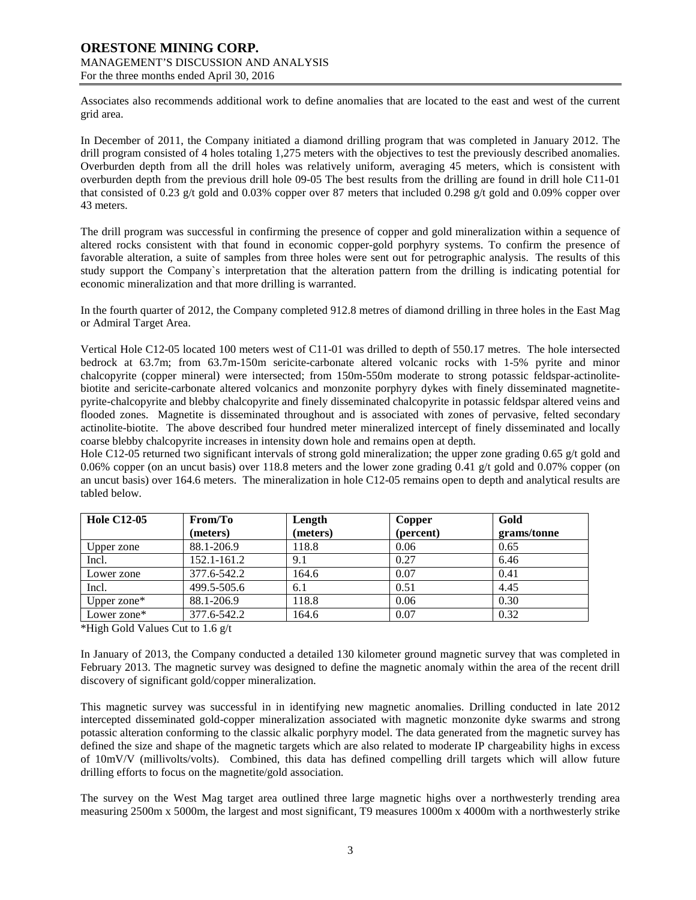Associates also recommends additional work to define anomalies that are located to the east and west of the current grid area.

In December of 2011, the Company initiated a diamond drilling program that was completed in January 2012. The drill program consisted of 4 holes totaling 1,275 meters with the objectives to test the previously described anomalies. Overburden depth from all the drill holes was relatively uniform, averaging 45 meters, which is consistent with overburden depth from the previous drill hole 09-05 The best results from the drilling are found in drill hole C11-01 that consisted of 0.23 g/t gold and 0.03% copper over 87 meters that included 0.298 g/t gold and 0.09% copper over 43 meters.

The drill program was successful in confirming the presence of copper and gold mineralization within a sequence of altered rocks consistent with that found in economic copper-gold porphyry systems. To confirm the presence of favorable alteration, a suite of samples from three holes were sent out for petrographic analysis. The results of this study support the Company`s interpretation that the alteration pattern from the drilling is indicating potential for economic mineralization and that more drilling is warranted.

In the fourth quarter of 2012, the Company completed 912.8 metres of diamond drilling in three holes in the East Mag or Admiral Target Area.

Vertical Hole C12-05 located 100 meters west of C11-01 was drilled to depth of 550.17 metres. The hole intersected bedrock at 63.7m; from 63.7m-150m sericite-carbonate altered volcanic rocks with 1-5% pyrite and minor chalcopyrite (copper mineral) were intersected; from 150m-550m moderate to strong potassic feldspar-actinolite-biotite and sericite-carbonate altered volcanics and monzonite porphyry dykes with finely disseminated magnetite-pyrite-chalcopyrite and blebby chalcopyrite and finely disseminated chalcopyrite in potassic feldspar altered veins and flooded zones. Magnetite is disseminated throughout and is associated with zones of pervasive, felted secondary actinolite-biotite. The above described four hundred meter mineralized intercept of finely disseminated and locally coarse blebby chalcopyrite increases in intensity down hole and remains open at depth.

Hole C12-05 returned two significant intervals of strong gold mineralization; the upper zone grading 0.65 g/t gold and 0.06% copper (on an uncut basis) over 118.8 meters and the lower zone grading 0.41 g/t gold and 0.07% copper (on an uncut basis) over 164.6 meters. The mineralization in hole C12-05 remains open to depth and analytical results are tabled below.

| Hole C12-05 | From/To (meters) | Length (meters) | Copper (percent) | Gold grams/tonne |
|---|---|---|---|---|
| Upper zone | 88.1-206.9 | 118.8 | 0.06 | 0.65 |
| Incl. | 152.1-161.2 | 9.1 | 0.27 | 6.46 |
| Lower zone | 377.6-542.2 | 164.6 | 0.07 | 0.41 |
| Incl. | 499.5-505.6 | 6.1 | 0.51 | 4.45 |
| Upper zone* | 88.1-206.9 | 118.8 | 0.06 | 0.30 |
| Lower zone* | 377.6-542.2 | 164.6 | 0.07 | 0.32 |

*High Gold Values Cut to 1.6 g/t

In January of 2013, the Company conducted a detailed 130 kilometer ground magnetic survey that was completed in February 2013. The magnetic survey was designed to define the magnetic anomaly within the area of the recent drill discovery of significant gold/copper mineralization.

This magnetic survey was successful in in identifying new magnetic anomalies. Drilling conducted in late 2012 intercepted disseminated gold-copper mineralization associated with magnetic monzonite dyke swarms and strong potassic alteration conforming to the classic alkalic porphyry model. The data generated from the magnetic survey has defined the size and shape of the magnetic targets which are also related to moderate IP chargeability highs in excess of 10mV/V (millivolts/volts). Combined, this data has defined compelling drill targets which will allow future drilling efforts to focus on the magnetite/gold association.

The survey on the West Mag target area outlined three large magnetic highs over a northwesterly trending area measuring 2500m x 5000m, the largest and most significant, T9 measures 1000m x 4000m with a northwesterly strike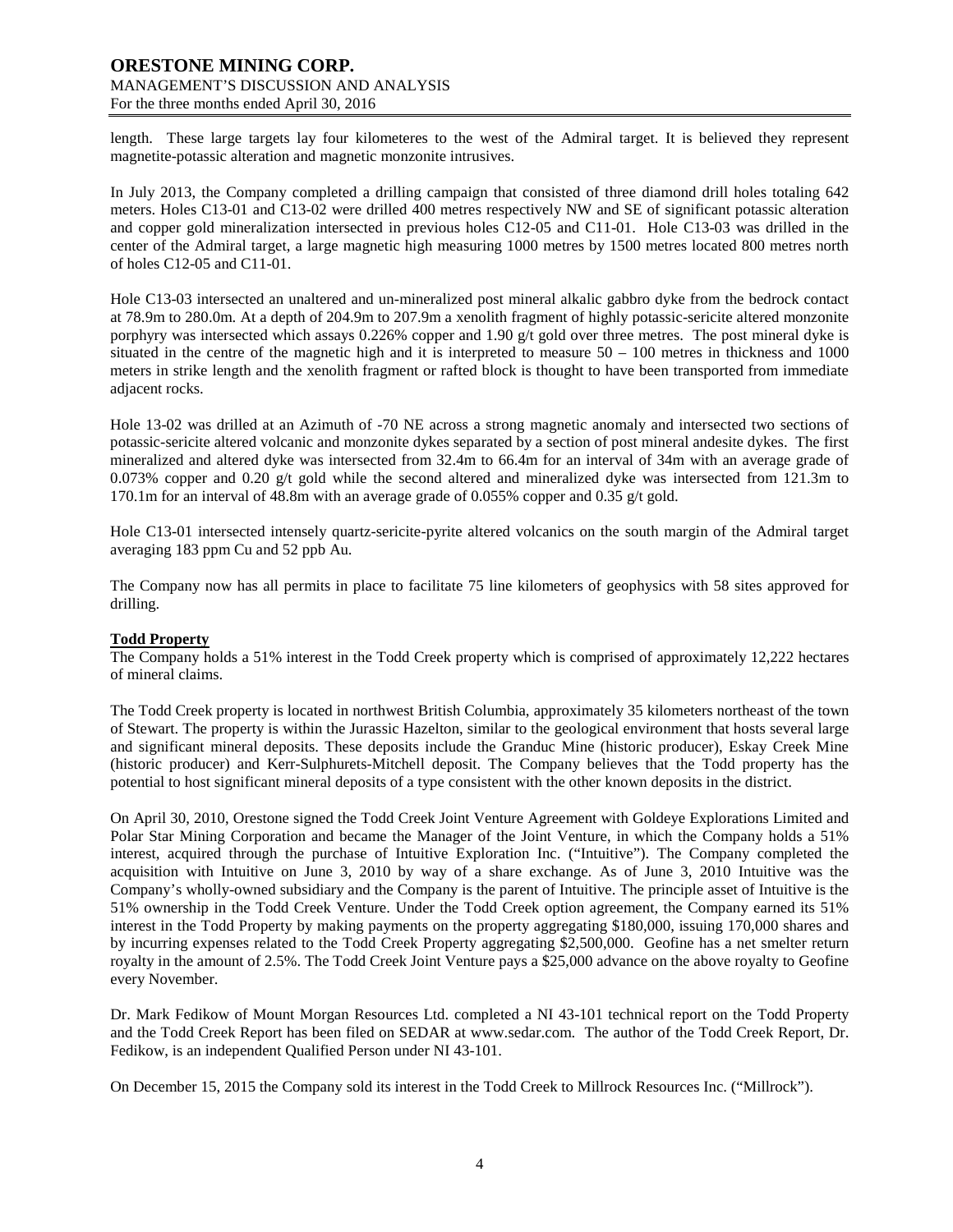length. These large targets lay four kilometeres to the west of the Admiral target. It is believed they represent magnetite-potassic alteration and magnetic monzonite intrusives.

In July 2013, the Company completed a drilling campaign that consisted of three diamond drill holes totaling 642 meters. Holes C13-01 and C13-02 were drilled 400 metres respectively NW and SE of significant potassic alteration and copper gold mineralization intersected in previous holes C12-05 and C11-01. Hole C13-03 was drilled in the center of the Admiral target, a large magnetic high measuring 1000 metres by 1500 metres located 800 metres north of holes C12-05 and C11-01.

Hole C13-03 intersected an unaltered and un-mineralized post mineral alkalic gabbro dyke from the bedrock contact at 78.9m to 280.0m. At a depth of 204.9m to 207.9m a xenolith fragment of highly potassic-sericite altered monzonite porphyry was intersected which assays 0.226% copper and 1.90 g/t gold over three metres. The post mineral dyke is situated in the centre of the magnetic high and it is interpreted to measure 50 – 100 metres in thickness and 1000 meters in strike length and the xenolith fragment or rafted block is thought to have been transported from immediate adjacent rocks.

Hole 13-02 was drilled at an Azimuth of -70 NE across a strong magnetic anomaly and intersected two sections of potassic-sericite altered volcanic and monzonite dykes separated by a section of post mineral andesite dykes. The first mineralized and altered dyke was intersected from 32.4m to 66.4m for an interval of 34m with an average grade of 0.073% copper and 0.20 g/t gold while the second altered and mineralized dyke was intersected from 121.3m to 170.1m for an interval of 48.8m with an average grade of 0.055% copper and 0.35 g/t gold.

Hole C13-01 intersected intensely quartz-sericite-pyrite altered volcanics on the south margin of the Admiral target averaging 183 ppm Cu and 52 ppb Au.

The Company now has all permits in place to facilitate 75 line kilometers of geophysics with 58 sites approved for drilling.

**Todd Property**

The Company holds a 51% interest in the Todd Creek property which is comprised of approximately 12,222 hectares of mineral claims.

The Todd Creek property is located in northwest British Columbia, approximately 35 kilometers northeast of the town of Stewart. The property is within the Jurassic Hazelton, similar to the geological environment that hosts several large and significant mineral deposits. These deposits include the Granduc Mine (historic producer), Eskay Creek Mine (historic producer) and Kerr-Sulphurets-Mitchell deposit. The Company believes that the Todd property has the potential to host significant mineral deposits of a type consistent with the other known deposits in the district.

On April 30, 2010, Orestone signed the Todd Creek Joint Venture Agreement with Goldeye Explorations Limited and Polar Star Mining Corporation and became the Manager of the Joint Venture, in which the Company holds a 51% interest, acquired through the purchase of Intuitive Exploration Inc. ("Intuitive"). The Company completed the acquisition with Intuitive on June 3, 2010 by way of a share exchange. As of June 3, 2010 Intuitive was the Company's wholly-owned subsidiary and the Company is the parent of Intuitive. The principle asset of Intuitive is the 51% ownership in the Todd Creek Venture. Under the Todd Creek option agreement, the Company earned its 51% interest in the Todd Property by making payments on the property aggregating $180,000, issuing 170,000 shares and by incurring expenses related to the Todd Creek Property aggregating $2,500,000. Geofine has a net smelter return royalty in the amount of 2.5%. The Todd Creek Joint Venture pays a $25,000 advance on the above royalty to Geofine every November.

Dr. Mark Fedikow of Mount Morgan Resources Ltd. completed a NI 43-101 technical report on the Todd Property and the Todd Creek Report has been filed on SEDAR at www.sedar.com. The author of the Todd Creek Report, Dr. Fedikow, is an independent Qualified Person under NI 43-101.

On December 15, 2015 the Company sold its interest in the Todd Creek to Millrock Resources Inc. ("Millrock").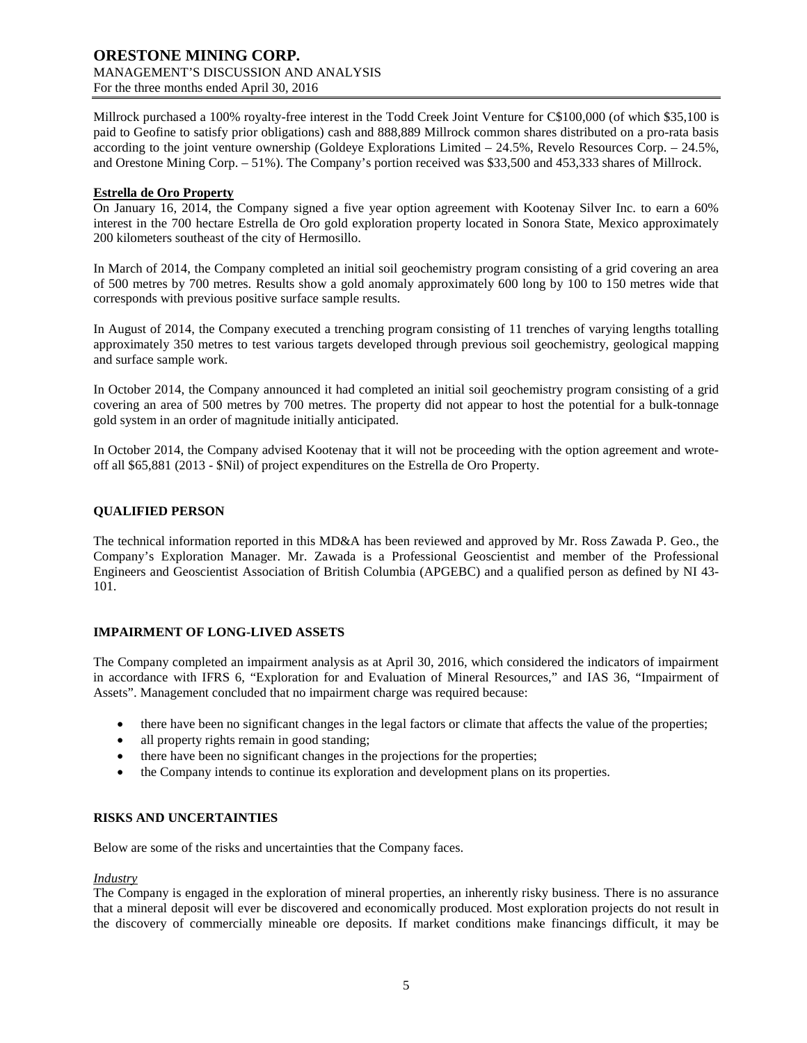Millrock purchased a 100% royalty-free interest in the Todd Creek Joint Venture for C$100,000 (of which $35,100 is paid to Geofine to satisfy prior obligations) cash and 888,889 Millrock common shares distributed on a pro-rata basis according to the joint venture ownership (Goldeye Explorations Limited – 24.5%, Revelo Resources Corp. – 24.5%, and Orestone Mining Corp. – 51%). The Company's portion received was $33,500 and 453,333 shares of Millrock.

**Estrella de Oro Property**

On January 16, 2014, the Company signed a five year option agreement with Kootenay Silver Inc. to earn a 60% interest in the 700 hectare Estrella de Oro gold exploration property located in Sonora State, Mexico approximately 200 kilometers southeast of the city of Hermosillo.

In March of 2014, the Company completed an initial soil geochemistry program consisting of a grid covering an area of 500 metres by 700 metres. Results show a gold anomaly approximately 600 long by 100 to 150 metres wide that corresponds with previous positive surface sample results.

In August of 2014, the Company executed a trenching program consisting of 11 trenches of varying lengths totalling approximately 350 metres to test various targets developed through previous soil geochemistry, geological mapping and surface sample work.

In October 2014, the Company announced it had completed an initial soil geochemistry program consisting of a grid covering an area of 500 metres by 700 metres. The property did not appear to host the potential for a bulk-tonnage gold system in an order of magnitude initially anticipated.

In October 2014, the Company advised Kootenay that it will not be proceeding with the option agreement and wrote-off all $65,881 (2013 - $Nil) of project expenditures on the Estrella de Oro Property.

## QUALIFIED PERSON

The technical information reported in this MD&A has been reviewed and approved by Mr. Ross Zawada P. Geo., the Company's Exploration Manager. Mr. Zawada is a Professional Geoscientist and member of the Professional Engineers and Geoscientist Association of British Columbia (APGEBC) and a qualified person as defined by NI 43-101.

## IMPAIRMENT OF LONG-LIVED ASSETS

The Company completed an impairment analysis as at April 30, 2016, which considered the indicators of impairment in accordance with IFRS 6, "Exploration for and Evaluation of Mineral Resources," and IAS 36, "Impairment of Assets". Management concluded that no impairment charge was required because:

- there have been no significant changes in the legal factors or climate that affects the value of the properties;
- all property rights remain in good standing;
- there have been no significant changes in the projections for the properties;
- the Company intends to continue its exploration and development plans on its properties.

## RISKS AND UNCERTAINTIES

Below are some of the risks and uncertainties that the Company faces.

*Industry*

The Company is engaged in the exploration of mineral properties, an inherently risky business. There is no assurance that a mineral deposit will ever be discovered and economically produced. Most exploration projects do not result in the discovery of commercially mineable ore deposits. If market conditions make financings difficult, it may be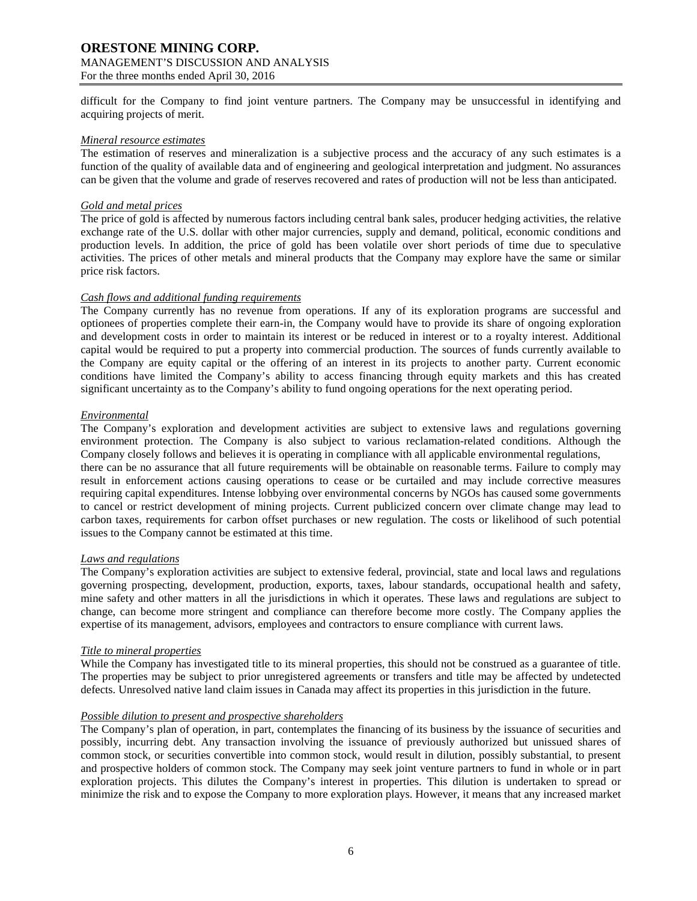difficult for the Company to find joint venture partners. The Company may be unsuccessful in identifying and acquiring projects of merit.

*Mineral resource estimates*

The estimation of reserves and mineralization is a subjective process and the accuracy of any such estimates is a function of the quality of available data and of engineering and geological interpretation and judgment. No assurances can be given that the volume and grade of reserves recovered and rates of production will not be less than anticipated.

*Gold and metal prices*

The price of gold is affected by numerous factors including central bank sales, producer hedging activities, the relative exchange rate of the U.S. dollar with other major currencies, supply and demand, political, economic conditions and production levels. In addition, the price of gold has been volatile over short periods of time due to speculative activities. The prices of other metals and mineral products that the Company may explore have the same or similar price risk factors.

*Cash flows and additional funding requirements*

The Company currently has no revenue from operations. If any of its exploration programs are successful and optionees of properties complete their earn-in, the Company would have to provide its share of ongoing exploration and development costs in order to maintain its interest or be reduced in interest or to a royalty interest. Additional capital would be required to put a property into commercial production. The sources of funds currently available to the Company are equity capital or the offering of an interest in its projects to another party. Current economic conditions have limited the Company's ability to access financing through equity markets and this has created significant uncertainty as to the Company's ability to fund ongoing operations for the next operating period.

*Environmental*

The Company's exploration and development activities are subject to extensive laws and regulations governing environment protection. The Company is also subject to various reclamation-related conditions. Although the Company closely follows and believes it is operating in compliance with all applicable environmental regulations, there can be no assurance that all future requirements will be obtainable on reasonable terms. Failure to comply may result in enforcement actions causing operations to cease or be curtailed and may include corrective measures requiring capital expenditures. Intense lobbying over environmental concerns by NGOs has caused some governments to cancel or restrict development of mining projects. Current publicized concern over climate change may lead to carbon taxes, requirements for carbon offset purchases or new regulation. The costs or likelihood of such potential issues to the Company cannot be estimated at this time.

*Laws and regulations*

The Company's exploration activities are subject to extensive federal, provincial, state and local laws and regulations governing prospecting, development, production, exports, taxes, labour standards, occupational health and safety, mine safety and other matters in all the jurisdictions in which it operates. These laws and regulations are subject to change, can become more stringent and compliance can therefore become more costly. The Company applies the expertise of its management, advisors, employees and contractors to ensure compliance with current laws.

*Title to mineral properties*

While the Company has investigated title to its mineral properties, this should not be construed as a guarantee of title. The properties may be subject to prior unregistered agreements or transfers and title may be affected by undetected defects. Unresolved native land claim issues in Canada may affect its properties in this jurisdiction in the future.

*Possible dilution to present and prospective shareholders*

The Company's plan of operation, in part, contemplates the financing of its business by the issuance of securities and possibly, incurring debt. Any transaction involving the issuance of previously authorized but unissued shares of common stock, or securities convertible into common stock, would result in dilution, possibly substantial, to present and prospective holders of common stock. The Company may seek joint venture partners to fund in whole or in part exploration projects. This dilutes the Company's interest in properties. This dilution is undertaken to spread or minimize the risk and to expose the Company to more exploration plays. However, it means that any increased market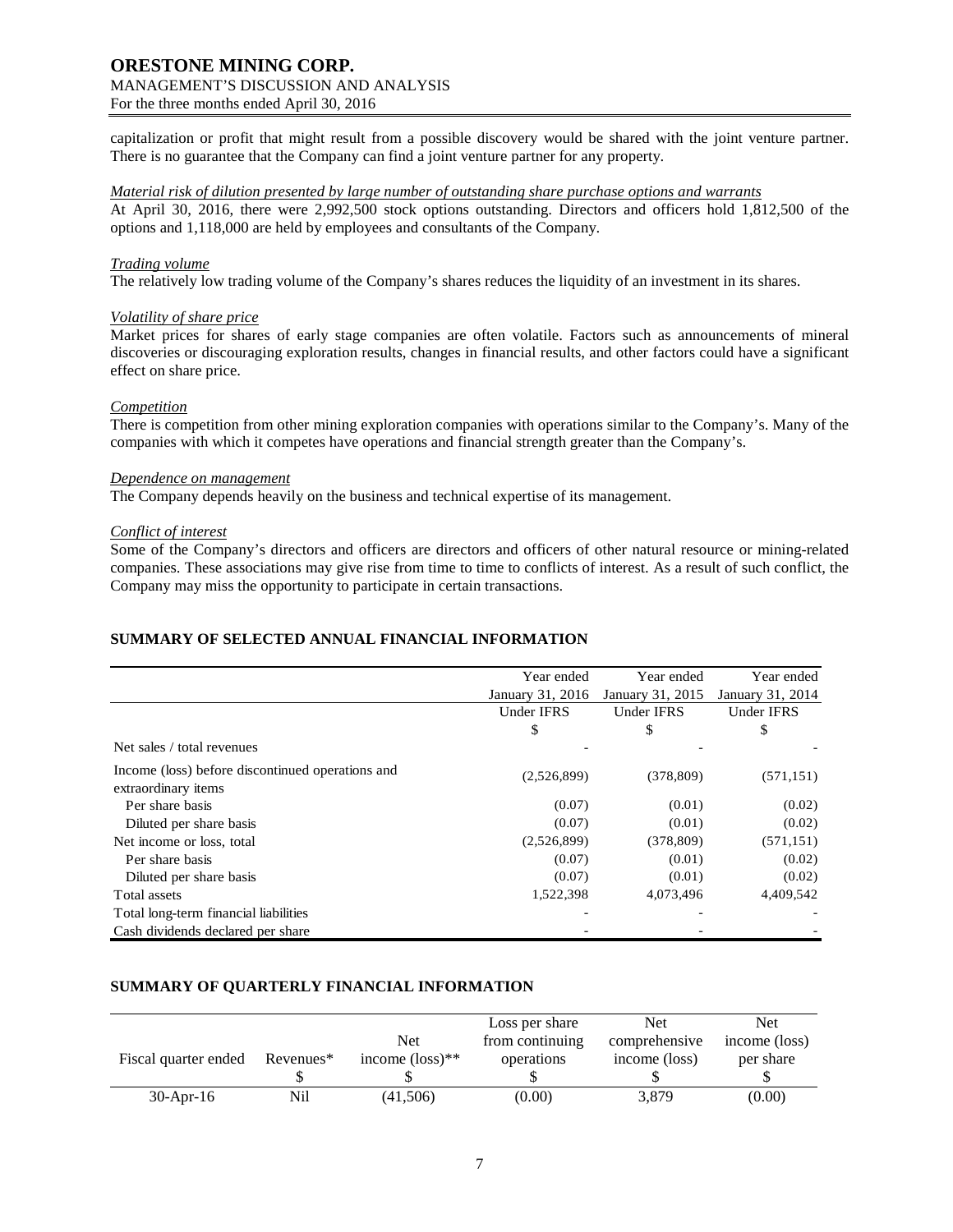capitalization or profit that might result from a possible discovery would be shared with the joint venture partner. There is no guarantee that the Company can find a joint venture partner for any property.

*Material risk of dilution presented by large number of outstanding share purchase options and warrants*
At April 30, 2016, there were 2,992,500 stock options outstanding. Directors and officers hold 1,812,500 of the options and 1,118,000 are held by employees and consultants of the Company.

*Trading volume*
The relatively low trading volume of the Company's shares reduces the liquidity of an investment in its shares.

*Volatility of share price*
Market prices for shares of early stage companies are often volatile. Factors such as announcements of mineral discoveries or discouraging exploration results, changes in financial results, and other factors could have a significant effect on share price.

*Competition*
There is competition from other mining exploration companies with operations similar to the Company's. Many of the companies with which it competes have operations and financial strength greater than the Company's.

*Dependence on management*
The Company depends heavily on the business and technical expertise of its management.

*Conflict of interest*
Some of the Company's directors and officers are directors and officers of other natural resource or mining-related companies. These associations may give rise from time to time to conflicts of interest. As a result of such conflict, the Company may miss the opportunity to participate in certain transactions.

## SUMMARY OF SELECTED ANNUAL FINANCIAL INFORMATION

| | Year ended January 31, 2016 | Year ended January 31, 2015 | Year ended January 31, 2014 |
|---|---|---|---|
| | Under IFRS | Under IFRS | Under IFRS |
| | $ | $ | $ |
| Net sales / total revenues | - | - | - |
| Income (loss) before discontinued operations and extraordinary items | (2,526,899) | (378,809) | (571,151) |
| Per share basis | (0.07) | (0.01) | (0.02) |
| Diluted per share basis | (0.07) | (0.01) | (0.02) |
| Net income or loss, total | (2,526,899) | (378,809) | (571,151) |
| Per share basis | (0.07) | (0.01) | (0.02) |
| Diluted per share basis | (0.07) | (0.01) | (0.02) |
| Total assets | 1,522,398 | 4,073,496 | 4,409,542 |
| Total long-term financial liabilities | - | - | - |
| Cash dividends declared per share | - | - | - |

## SUMMARY OF QUARTERLY FINANCIAL INFORMATION

| Fiscal quarter ended | Revenues* | Net income (loss)** | Loss per share from continuing operations | Net comprehensive income (loss) | Net income (loss) per share |
|---|---|---|---|---|---|
| | $ | $ | $ | $ | $ |
| 30-Apr-16 | Nil | (41,506) | (0.00) | 3,879 | (0.00) |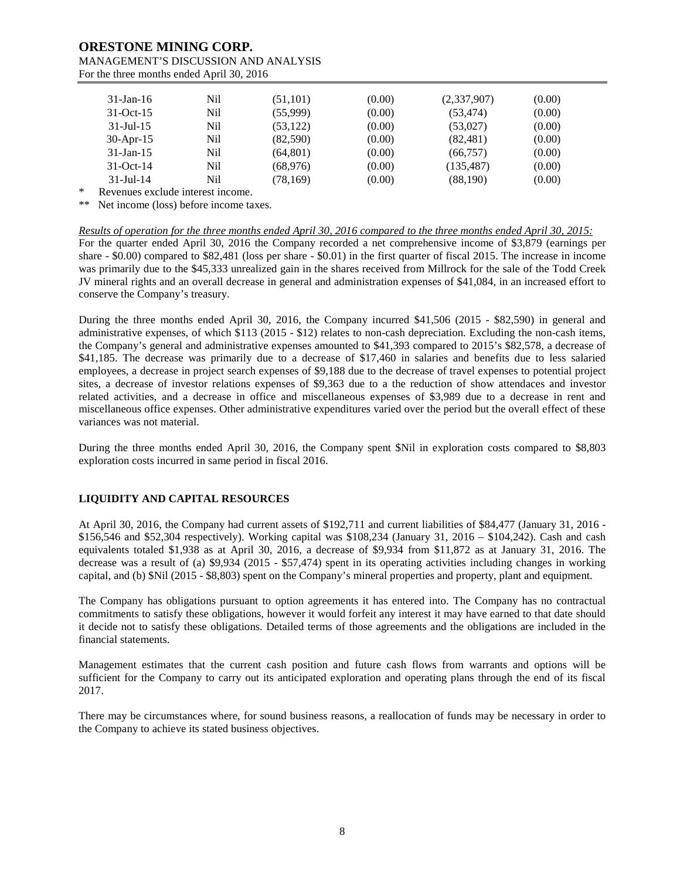| | | | | | |
|---|---|---|---|---|---|
| 31-Jan-16 | Nil | (51,101) | (0.00) | (2,337,907) | (0.00) |
| 31-Oct-15 | Nil | (55,999) | (0.00) | (53,474) | (0.00) |
| 31-Jul-15 | Nil | (53,122) | (0.00) | (53,027) | (0.00) |
| 30-Apr-15 | Nil | (82,590) | (0.00) | (82,481) | (0.00) |
| 31-Jan-15 | Nil | (64,801) | (0.00) | (66,757) | (0.00) |
| 31-Oct-14 | Nil | (68,976) | (0.00) | (135,487) | (0.00) |
| 31-Jul-14 | Nil | (78,169) | (0.00) | (88,190) | (0.00) |

\* Revenues exclude interest income.

\*\* Net income (loss) before income taxes.

*Results of operation for the three months ended April 30, 2016 compared to the three months ended April 30, 2015:*
For the quarter ended April 30, 2016 the Company recorded a net comprehensive income of $3,879 (earnings per share - $0.00) compared to $82,481 (loss per share - $0.01) in the first quarter of fiscal 2015. The increase in income was primarily due to the $45,333 unrealized gain in the shares received from Millrock for the sale of the Todd Creek JV mineral rights and an overall decrease in general and administration expenses of $41,084, in an increased effort to conserve the Company's treasury.

During the three months ended April 30, 2016, the Company incurred $41,506 (2015 - $82,590) in general and administrative expenses, of which $113 (2015 - $12) relates to non-cash depreciation. Excluding the non-cash items, the Company's general and administrative expenses amounted to $41,393 compared to 2015's $82,578, a decrease of $41,185. The decrease was primarily due to a decrease of $17,460 in salaries and benefits due to less salaried employees, a decrease in project search expenses of $9,188 due to the decrease of travel expenses to potential project sites, a decrease of investor relations expenses of $9,363 due to a the reduction of show attendaces and investor related activities, and a decrease in office and miscellaneous expenses of $3,989 due to a decrease in rent and miscellaneous office expenses. Other administrative expenditures varied over the period but the overall effect of these variances was not material.

During the three months ended April 30, 2016, the Company spent $Nil in exploration costs compared to $8,803 exploration costs incurred in same period in fiscal 2016.

## LIQUIDITY AND CAPITAL RESOURCES

At April 30, 2016, the Company had current assets of $192,711 and current liabilities of $84,477 (January 31, 2016 - $156,546 and $52,304 respectively). Working capital was $108,234 (January 31, 2016 – $104,242). Cash and cash equivalents totaled $1,938 as at April 30, 2016, a decrease of $9,934 from $11,872 as at January 31, 2016. The decrease was a result of (a) $9,934 (2015 - $57,474) spent in its operating activities including changes in working capital, and (b) $Nil (2015 - $8,803) spent on the Company's mineral properties and property, plant and equipment.

The Company has obligations pursuant to option agreements it has entered into. The Company has no contractual commitments to satisfy these obligations, however it would forfeit any interest it may have earned to that date should it decide not to satisfy these obligations. Detailed terms of those agreements and the obligations are included in the financial statements.

Management estimates that the current cash position and future cash flows from warrants and options will be sufficient for the Company to carry out its anticipated exploration and operating plans through the end of its fiscal 2017.

There may be circumstances where, for sound business reasons, a reallocation of funds may be necessary in order to the Company to achieve its stated business objectives.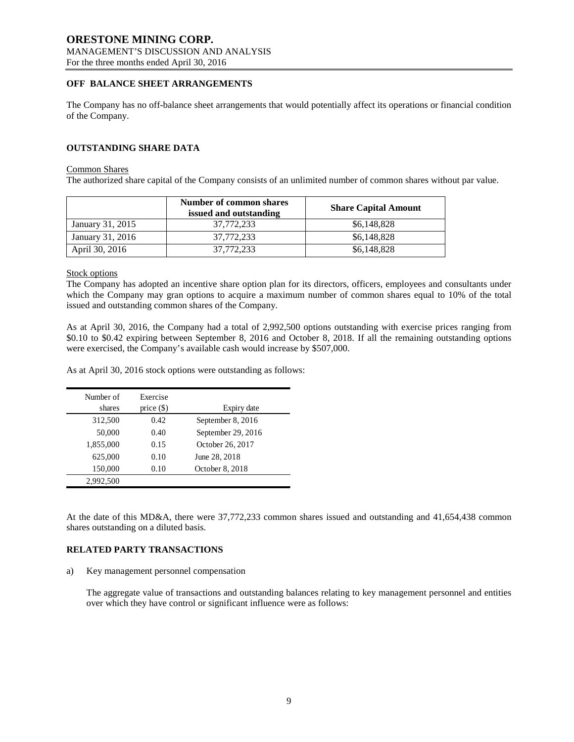## OFF BALANCE SHEET ARRANGEMENTS

The Company has no off-balance sheet arrangements that would potentially affect its operations or financial condition of the Company.

## OUTSTANDING SHARE DATA

Common Shares

The authorized share capital of the Company consists of an unlimited number of common shares without par value.

| | Number of common shares issued and outstanding | Share Capital Amount |
|---|---|---|
| January 31, 2015 | 37,772,233 | $6,148,828 |
| January 31, 2016 | 37,772,233 | $6,148,828 |
| April 30, 2016 | 37,772,233 | $6,148,828 |

Stock options

The Company has adopted an incentive share option plan for its directors, officers, employees and consultants under which the Company may gran options to acquire a maximum number of common shares equal to 10% of the total issued and outstanding common shares of the Company.

As at April 30, 2016, the Company had a total of 2,992,500 options outstanding with exercise prices ranging from $0.10 to $0.42 expiring between September 8, 2016 and October 8, 2018. If all the remaining outstanding options were exercised, the Company's available cash would increase by $507,000.

As at April 30, 2016 stock options were outstanding as follows:

| Number of shares | Exercise price ($) | Expiry date |
|---|---|---|
| 312,500 | 0.42 | September 8, 2016 |
| 50,000 | 0.40 | September 29, 2016 |
| 1,855,000 | 0.15 | October 26, 2017 |
| 625,000 | 0.10 | June 28, 2018 |
| 150,000 | 0.10 | October 8, 2018 |
| 2,992,500 | | |

At the date of this MD&A, there were 37,772,233 common shares issued and outstanding and 41,654,438 common shares outstanding on a diluted basis.

## RELATED PARTY TRANSACTIONS

a) Key management personnel compensation

The aggregate value of transactions and outstanding balances relating to key management personnel and entities over which they have control or significant influence were as follows: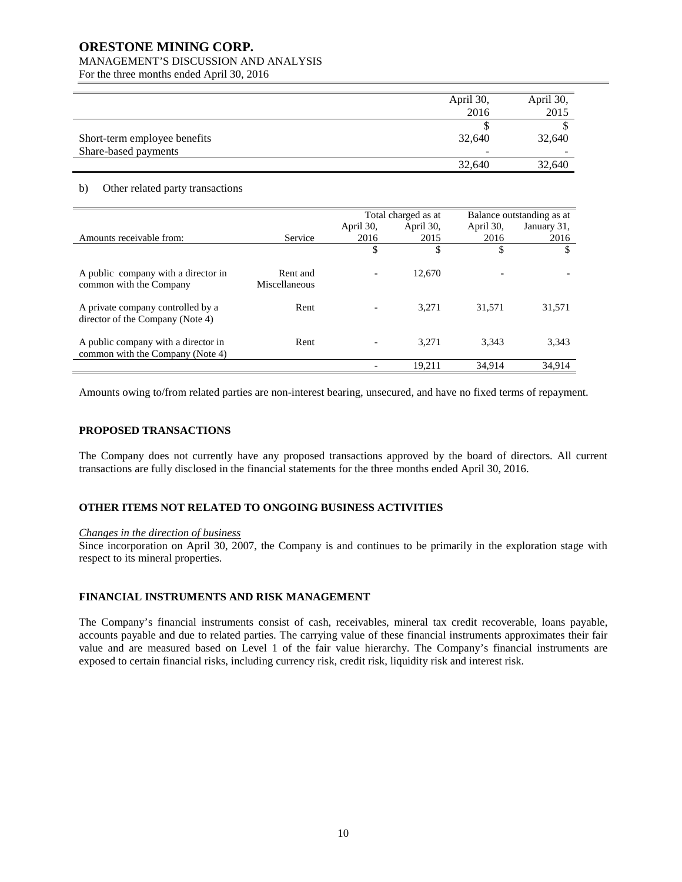| | April 30, 2016 | April 30, 2015 |
|---|---|---|
| | $ | $ |
| Short-term employee benefits | 32,640 | 32,640 |
| Share-based payments | - | - |
| | 32,640 | 32,640 |

b) Other related party transactions

| | | Total charged as at | | Balance outstanding as at | |
|---|---|---|---|---|---|
| Amounts receivable from: | Service | April 30, 2016 | April 30, 2015 | April 30, 2016 | January 31, 2016 |
| | | $ | $ | $ | $ |
| A public company with a director in common with the Company | Rent and Miscellaneous | - | 12,670 | - | - |
| A private company controlled by a director of the Company (Note 4) | Rent | - | 3,271 | 31,571 | 31,571 |
| A public company with a director in common with the Company (Note 4) | Rent | - | 3,271 | 3,343 | 3,343 |
| | | - | 19,211 | 34,914 | 34,914 |

Amounts owing to/from related parties are non-interest bearing, unsecured, and have no fixed terms of repayment.

## PROPOSED TRANSACTIONS

The Company does not currently have any proposed transactions approved by the board of directors. All current transactions are fully disclosed in the financial statements for the three months ended April 30, 2016.

## OTHER ITEMS NOT RELATED TO ONGOING BUSINESS ACTIVITIES

*Changes in the direction of business*

Since incorporation on April 30, 2007, the Company is and continues to be primarily in the exploration stage with respect to its mineral properties.

## FINANCIAL INSTRUMENTS AND RISK MANAGEMENT

The Company's financial instruments consist of cash, receivables, mineral tax credit recoverable, loans payable, accounts payable and due to related parties. The carrying value of these financial instruments approximates their fair value and are measured based on Level 1 of the fair value hierarchy. The Company's financial instruments are exposed to certain financial risks, including currency risk, credit risk, liquidity risk and interest risk.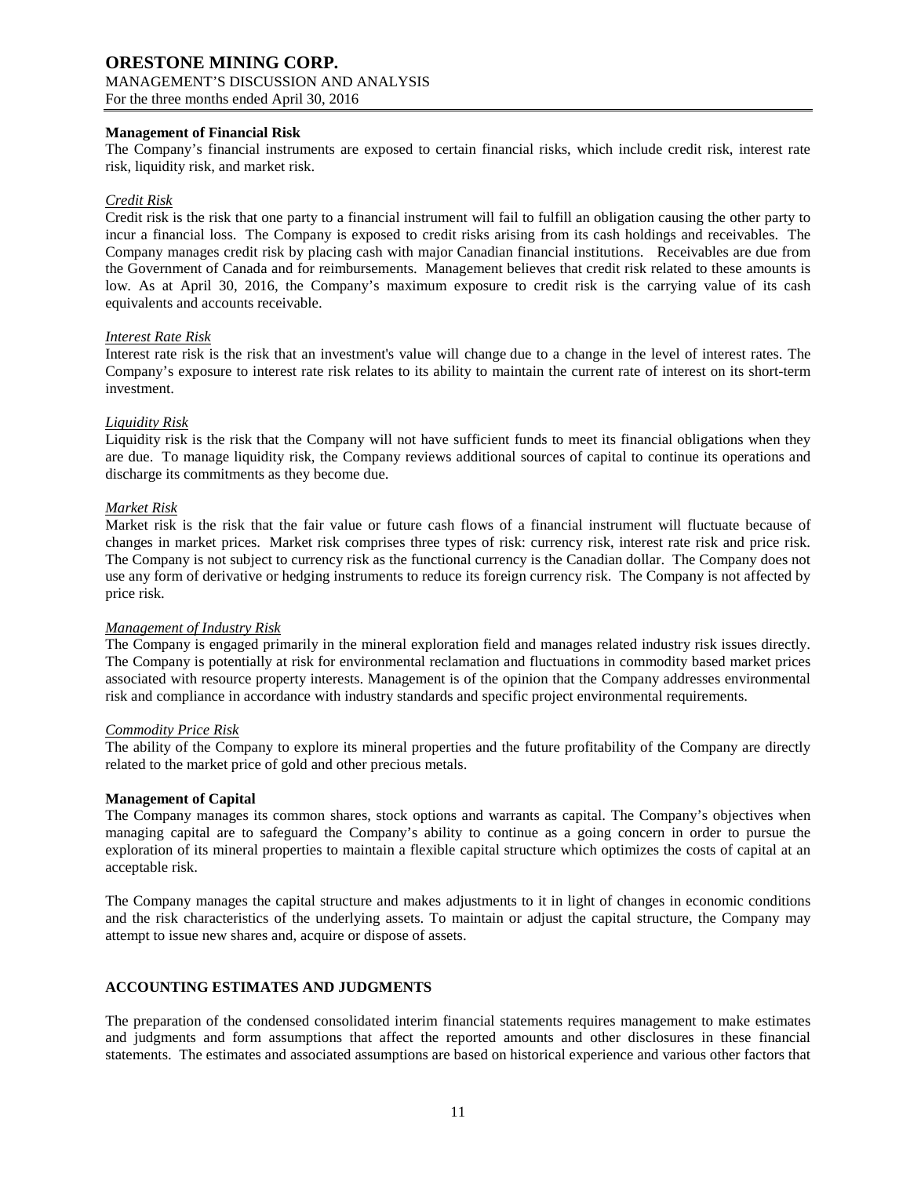**Management of Financial Risk**

The Company's financial instruments are exposed to certain financial risks, which include credit risk, interest rate risk, liquidity risk, and market risk.

*Credit Risk*

Credit risk is the risk that one party to a financial instrument will fail to fulfill an obligation causing the other party to incur a financial loss. The Company is exposed to credit risks arising from its cash holdings and receivables. The Company manages credit risk by placing cash with major Canadian financial institutions. Receivables are due from the Government of Canada and for reimbursements. Management believes that credit risk related to these amounts is low. As at April 30, 2016, the Company's maximum exposure to credit risk is the carrying value of its cash equivalents and accounts receivable.

*Interest Rate Risk*

Interest rate risk is the risk that an investment's value will change due to a change in the level of interest rates. The Company's exposure to interest rate risk relates to its ability to maintain the current rate of interest on its short-term investment.

*Liquidity Risk*

Liquidity risk is the risk that the Company will not have sufficient funds to meet its financial obligations when they are due. To manage liquidity risk, the Company reviews additional sources of capital to continue its operations and discharge its commitments as they become due.

*Market Risk*

Market risk is the risk that the fair value or future cash flows of a financial instrument will fluctuate because of changes in market prices. Market risk comprises three types of risk: currency risk, interest rate risk and price risk. The Company is not subject to currency risk as the functional currency is the Canadian dollar. The Company does not use any form of derivative or hedging instruments to reduce its foreign currency risk. The Company is not affected by price risk.

*Management of Industry Risk*

The Company is engaged primarily in the mineral exploration field and manages related industry risk issues directly. The Company is potentially at risk for environmental reclamation and fluctuations in commodity based market prices associated with resource property interests. Management is of the opinion that the Company addresses environmental risk and compliance in accordance with industry standards and specific project environmental requirements.

*Commodity Price Risk*

The ability of the Company to explore its mineral properties and the future profitability of the Company are directly related to the market price of gold and other precious metals.

**Management of Capital**

The Company manages its common shares, stock options and warrants as capital. The Company's objectives when managing capital are to safeguard the Company's ability to continue as a going concern in order to pursue the exploration of its mineral properties to maintain a flexible capital structure which optimizes the costs of capital at an acceptable risk.

The Company manages the capital structure and makes adjustments to it in light of changes in economic conditions and the risk characteristics of the underlying assets. To maintain or adjust the capital structure, the Company may attempt to issue new shares and, acquire or dispose of assets.

## ACCOUNTING ESTIMATES AND JUDGMENTS

The preparation of the condensed consolidated interim financial statements requires management to make estimates and judgments and form assumptions that affect the reported amounts and other disclosures in these financial statements. The estimates and associated assumptions are based on historical experience and various other factors that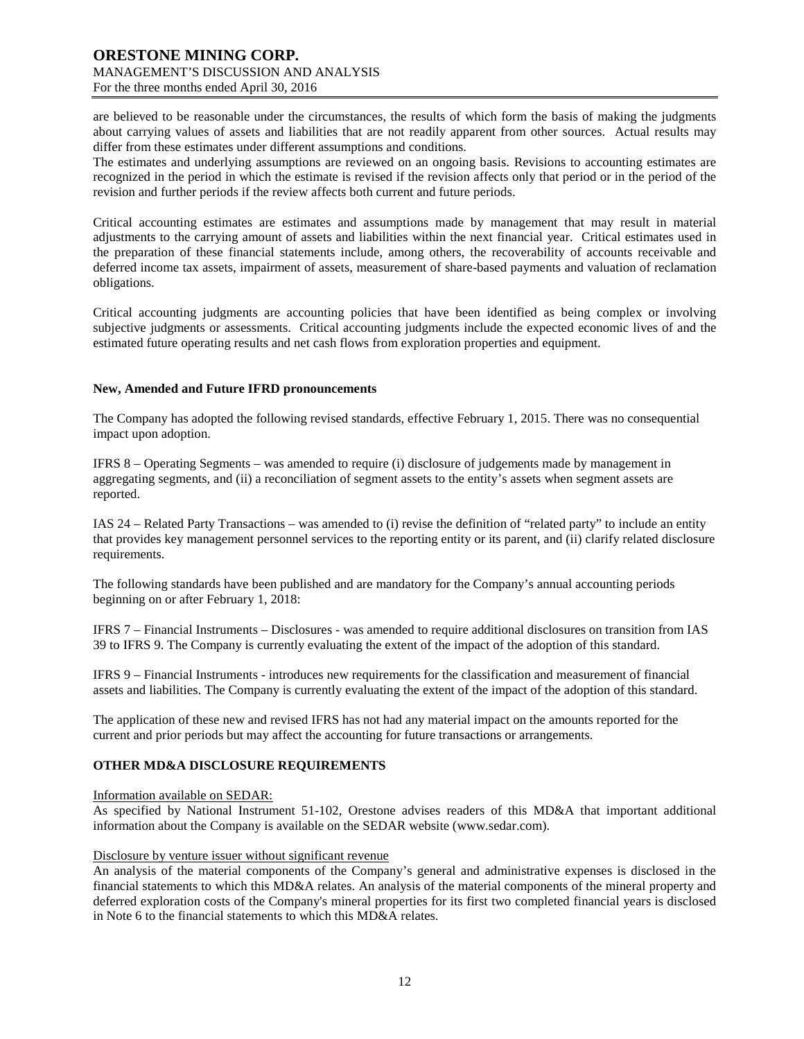are believed to be reasonable under the circumstances, the results of which form the basis of making the judgments about carrying values of assets and liabilities that are not readily apparent from other sources. Actual results may differ from these estimates under different assumptions and conditions.
The estimates and underlying assumptions are reviewed on an ongoing basis. Revisions to accounting estimates are recognized in the period in which the estimate is revised if the revision affects only that period or in the period of the revision and further periods if the review affects both current and future periods.

Critical accounting estimates are estimates and assumptions made by management that may result in material adjustments to the carrying amount of assets and liabilities within the next financial year. Critical estimates used in the preparation of these financial statements include, among others, the recoverability of accounts receivable and deferred income tax assets, impairment of assets, measurement of share-based payments and valuation of reclamation obligations.

Critical accounting judgments are accounting policies that have been identified as being complex or involving subjective judgments or assessments. Critical accounting judgments include the expected economic lives of and the estimated future operating results and net cash flows from exploration properties and equipment.

**New, Amended and Future IFRD pronouncements**

The Company has adopted the following revised standards, effective February 1, 2015. There was no consequential impact upon adoption.

IFRS 8 – Operating Segments – was amended to require (i) disclosure of judgements made by management in aggregating segments, and (ii) a reconciliation of segment assets to the entity's assets when segment assets are reported.

IAS 24 – Related Party Transactions – was amended to (i) revise the definition of "related party" to include an entity that provides key management personnel services to the reporting entity or its parent, and (ii) clarify related disclosure requirements.

The following standards have been published and are mandatory for the Company's annual accounting periods beginning on or after February 1, 2018:

IFRS 7 – Financial Instruments – Disclosures - was amended to require additional disclosures on transition from IAS 39 to IFRS 9. The Company is currently evaluating the extent of the impact of the adoption of this standard.

IFRS 9 – Financial Instruments - introduces new requirements for the classification and measurement of financial assets and liabilities. The Company is currently evaluating the extent of the impact of the adoption of this standard.

The application of these new and revised IFRS has not had any material impact on the amounts reported for the current and prior periods but may affect the accounting for future transactions or arrangements.

## OTHER MD&A DISCLOSURE REQUIREMENTS

Information available on SEDAR:
As specified by National Instrument 51-102, Orestone advises readers of this MD&A that important additional information about the Company is available on the SEDAR website (www.sedar.com).

Disclosure by venture issuer without significant revenue
An analysis of the material components of the Company's general and administrative expenses is disclosed in the financial statements to which this MD&A relates. An analysis of the material components of the mineral property and deferred exploration costs of the Company's mineral properties for its first two completed financial years is disclosed in Note 6 to the financial statements to which this MD&A relates.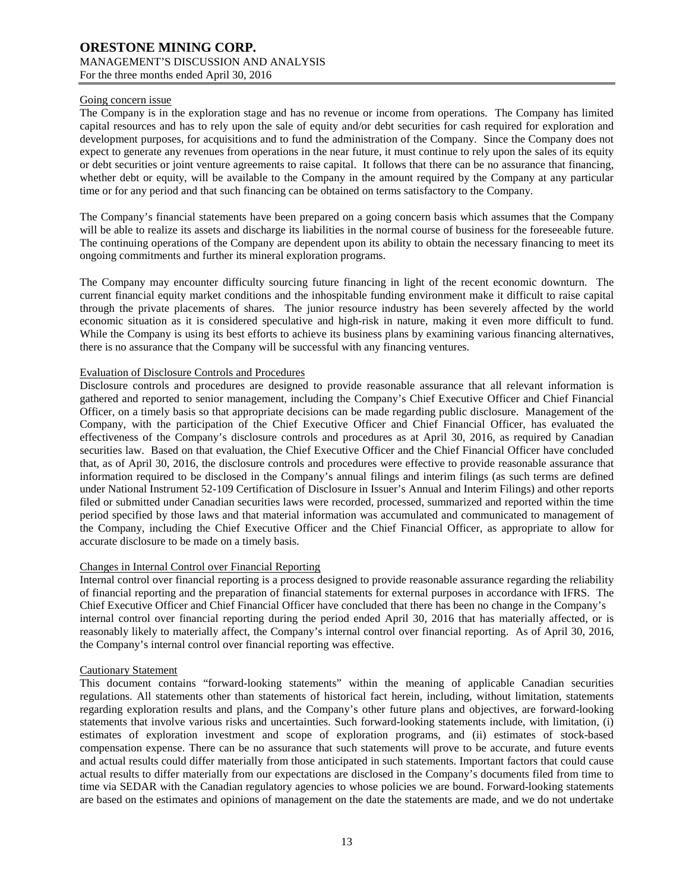#### Going concern issue

The Company is in the exploration stage and has no revenue or income from operations. The Company has limited capital resources and has to rely upon the sale of equity and/or debt securities for cash required for exploration and development purposes, for acquisitions and to fund the administration of the Company. Since the Company does not expect to generate any revenues from operations in the near future, it must continue to rely upon the sales of its equity or debt securities or joint venture agreements to raise capital. It follows that there can be no assurance that financing, whether debt or equity, will be available to the Company in the amount required by the Company at any particular time or for any period and that such financing can be obtained on terms satisfactory to the Company.

The Company's financial statements have been prepared on a going concern basis which assumes that the Company will be able to realize its assets and discharge its liabilities in the normal course of business for the foreseeable future. The continuing operations of the Company are dependent upon its ability to obtain the necessary financing to meet its ongoing commitments and further its mineral exploration programs.

The Company may encounter difficulty sourcing future financing in light of the recent economic downturn. The current financial equity market conditions and the inhospitable funding environment make it difficult to raise capital through the private placements of shares. The junior resource industry has been severely affected by the world economic situation as it is considered speculative and high-risk in nature, making it even more difficult to fund. While the Company is using its best efforts to achieve its business plans by examining various financing alternatives, there is no assurance that the Company will be successful with any financing ventures.

#### Evaluation of Disclosure Controls and Procedures

Disclosure controls and procedures are designed to provide reasonable assurance that all relevant information is gathered and reported to senior management, including the Company's Chief Executive Officer and Chief Financial Officer, on a timely basis so that appropriate decisions can be made regarding public disclosure. Management of the Company, with the participation of the Chief Executive Officer and Chief Financial Officer, has evaluated the effectiveness of the Company's disclosure controls and procedures as at April 30, 2016, as required by Canadian securities law. Based on that evaluation, the Chief Executive Officer and the Chief Financial Officer have concluded that, as of April 30, 2016, the disclosure controls and procedures were effective to provide reasonable assurance that information required to be disclosed in the Company's annual filings and interim filings (as such terms are defined under National Instrument 52-109 Certification of Disclosure in Issuer's Annual and Interim Filings) and other reports filed or submitted under Canadian securities laws were recorded, processed, summarized and reported within the time period specified by those laws and that material information was accumulated and communicated to management of the Company, including the Chief Executive Officer and the Chief Financial Officer, as appropriate to allow for accurate disclosure to be made on a timely basis.

#### Changes in Internal Control over Financial Reporting

Internal control over financial reporting is a process designed to provide reasonable assurance regarding the reliability of financial reporting and the preparation of financial statements for external purposes in accordance with IFRS. The Chief Executive Officer and Chief Financial Officer have concluded that there has been no change in the Company's internal control over financial reporting during the period ended April 30, 2016 that has materially affected, or is reasonably likely to materially affect, the Company's internal control over financial reporting. As of April 30, 2016, the Company's internal control over financial reporting was effective.

#### Cautionary Statement

This document contains "forward-looking statements" within the meaning of applicable Canadian securities regulations. All statements other than statements of historical fact herein, including, without limitation, statements regarding exploration results and plans, and the Company's other future plans and objectives, are forward-looking statements that involve various risks and uncertainties. Such forward-looking statements include, with limitation, (i) estimates of exploration investment and scope of exploration programs, and (ii) estimates of stock-based compensation expense. There can be no assurance that such statements will prove to be accurate, and future events and actual results could differ materially from those anticipated in such statements. Important factors that could cause actual results to differ materially from our expectations are disclosed in the Company's documents filed from time to time via SEDAR with the Canadian regulatory agencies to whose policies we are bound. Forward-looking statements are based on the estimates and opinions of management on the date the statements are made, and we do not undertake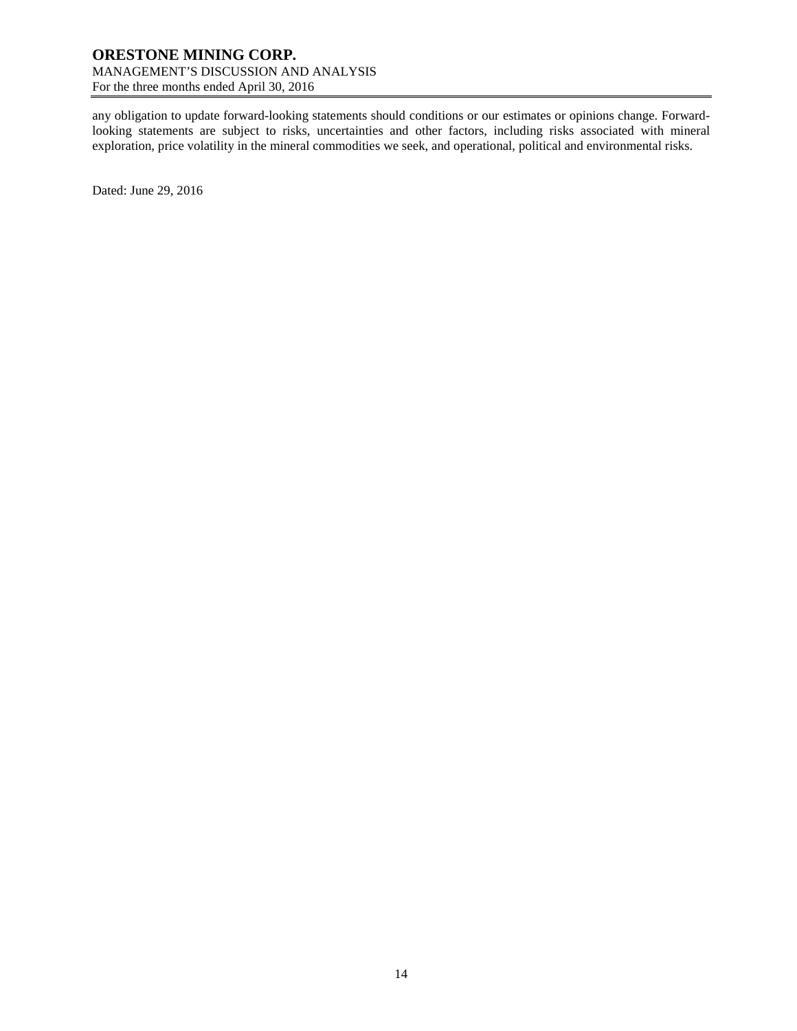any obligation to update forward-looking statements should conditions or our estimates or opinions change. Forward-looking statements are subject to risks, uncertainties and other factors, including risks associated with mineral exploration, price volatility in the mineral commodities we seek, and operational, political and environmental risks.

Dated: June 29, 2016